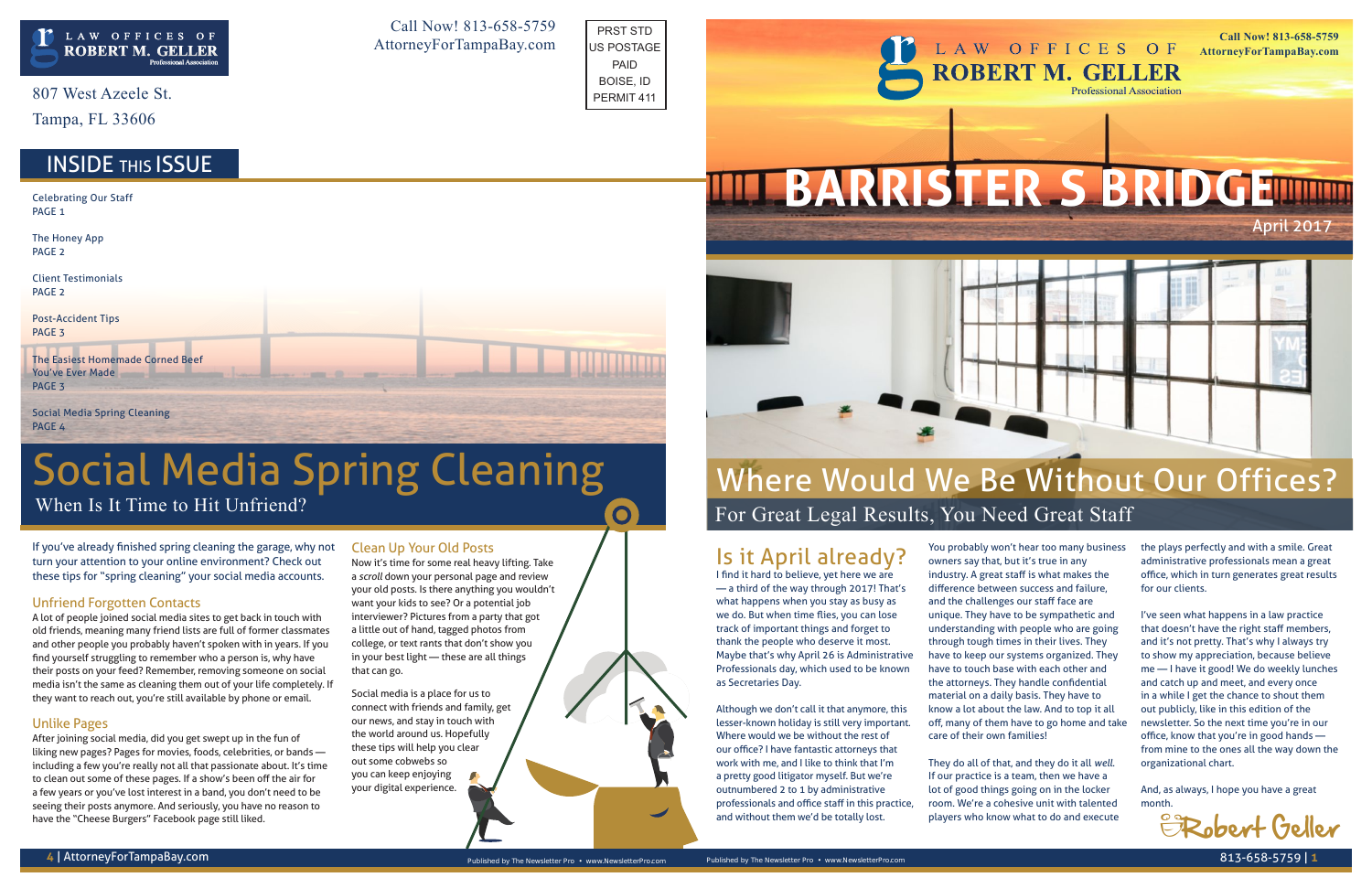LAW OFFICES OF ROBERT M. GELLER Professional Association

807 West Azeele St.
Tampa, FL 33606

Call Now! 813-658-5759
AttorneyForTampaBay.com

PRST STD
US POSTAGE
PAID
BOISE, ID
PERMIT 411

## INSIDE THIS ISSUE

Celebrating Our Staff
PAGE 1

The Honey App
PAGE 2

Client Testimonials
PAGE 2

Post-Accident Tips
PAGE 3

The Easiest Homemade Corned Beef You've Ever Made
PAGE 3

Social Media Spring Cleaning
PAGE 4

# Social Media Spring Cleaning

## When Is It Time to Hit Unfriend?

If you've already finished spring cleaning the garage, why not turn your attention to your online environment? Check out these tips for "spring cleaning" your social media accounts.

### Unfriend Forgotten Contacts

A lot of people joined social media sites to get back in touch with old friends, meaning many friend lists are full of former classmates and other people you probably haven't spoken with in years. If you find yourself struggling to remember who a person is, why have their posts on your feed? Remember, removing someone on social media isn't the same as cleaning them out of your life completely. If they want to reach out, you're still available by phone or email.

### Unlike Pages

After joining social media, did you get swept up in the fun of liking new pages? Pages for movies, foods, celebrities, or bands — including a few you're really not all that passionate about. It's time to clean out some of these pages. If a show's been off the air for a few years or you've lost interest in a band, you don't need to be seeing their posts anymore. And seriously, you have no reason to have the "Cheese Burgers" Facebook page still liked.

### Clean Up Your Old Posts

Now it's time for some real heavy lifting. Take a *scroll* down your personal page and review your old posts. Is there anything you wouldn't want your kids to see? Or a potential job interviewer? Pictures from a party that got a little out of hand, tagged photos from college, or text rants that don't show you in your best light — these are all things that can go.

Social media is a place for us to connect with friends and family, get our news, and stay in touch with the world around us. Hopefully these tips will help you clear out some cobwebs so you can keep enjoying your digital experience.

Call Now! 813-658-5759
AttorneyForTampaBay.com

LAW OFFICES OF ROBERT M. GELLER Professional Association

# BARRISTER S BRIDGE

April 2017

# Where Would We Be Without Our Offices?

## For Great Legal Results, You Need Great Staff

### Is it April already?

I find it hard to believe, yet here we are — a third of the way through 2017! That's what happens when you stay as busy as we do. But when time flies, you can lose track of important things and forget to thank the people who deserve it most. Maybe that's why April 26 is Administrative Professionals Day, which used to be known as Secretaries Day.

Although we don't call it that anymore, this lesser-known holiday is still very important. Where would we be without the rest of our office? I have fantastic attorneys that work with me, and I like to think that I'm a pretty good litigator myself. But we're outnumbered 2 to 1 by administrative professionals and office staff in this practice, and without them we'd be totally lost.

You probably won't hear too many business owners say that, but it's true in any industry. A great staff is what makes the difference between success and failure, and the challenges our staff face are unique. They have to be sympathetic and understanding with people who are going through tough times in their lives. They have to keep our systems organized. They have to touch base with each other and the attorneys. They handle confidential material on a daily basis. They have to know a lot about the law. And to top it all off, many of them have to go home and take care of their own families!

They do all of that, and they do it all *well*. If our practice is a team, then we have a lot of good things going on in the locker room. We're a cohesive unit with talented players who know what to do and execute the plays perfectly and with a smile. Great administrative professionals mean a great office, which in turn generates great results for our clients.

I've seen what happens in a law practice that doesn't have the right staff members, and it's not pretty. That's why I always try to show my appreciation, because believe me — I have it good! We do weekly lunches and catch up and meet, and every once in a while I get the chance to shout them out publicly, like in this edition of the newsletter. So the next time you're in our office, know that you're in good hands — from mine to the ones all the way down the organizational chart.

And, as always, I hope you have a great month.

Robert Geller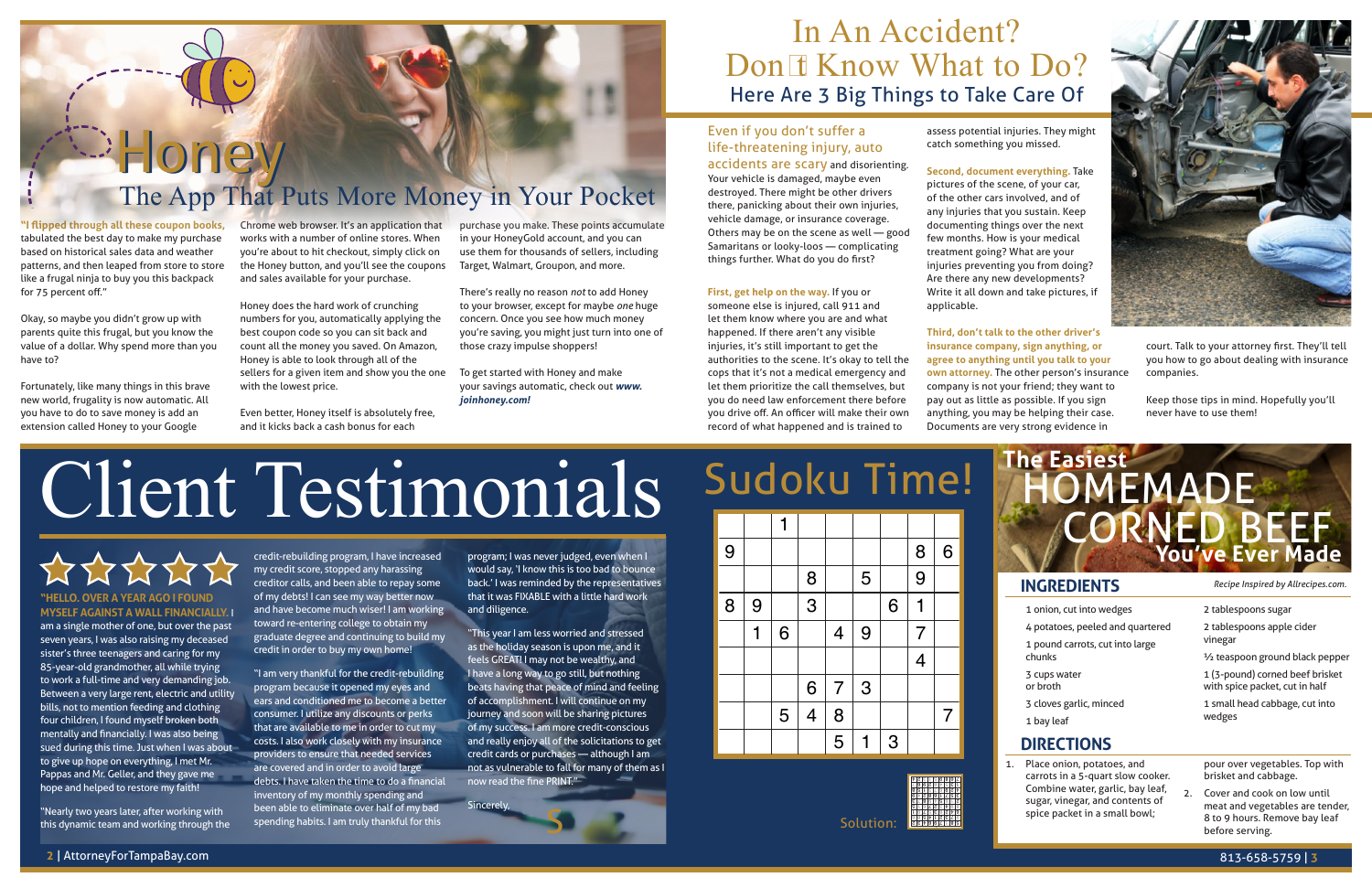# Honey

## The App That Puts More Money in Your Pocket

**"I flipped through all these coupon books,** tabulated the best day to make my purchase based on historical sales data and weather patterns, and then leaped from store to store like a frugal ninja to buy you this backpack for 75 percent off."

Okay, so maybe you didn't grow up with parents quite this frugal, but you know the value of a dollar. Why spend more than you have to?

Fortunately, like many things in this brave new world, frugality is now automatic. All you have to do to save money is add an extension called Honey to your Google Chrome web browser. It's an application that works with a number of online stores. When you're about to hit checkout, simply click on the Honey button, and you'll see the coupons and sales available for your purchase.

Honey does the hard work of crunching numbers for you, automatically applying the best coupon code so you can sit back and count all the money you saved. On Amazon, Honey is able to look through all of the sellers for a given item and show you the one with the lowest price.

Even better, Honey itself is absolutely free, and it kicks back a cash bonus for each purchase you make. These points accumulate in your HoneyGold account, and you can use them for thousands of sellers, including Target, Walmart, Groupon, and more.

There's really no reason *not* to add Honey to your browser, except for maybe *one* huge concern. Once you see how much money you're saving, you might just turn into one of those crazy impulse shoppers!

To get started with Honey and make your savings automatic, check out ***www.joinhoney.com!***

# In An Accident? Don't Know What to Do?

## Here Are 3 Big Things to Take Care Of

Even if you don't suffer a life-threatening injury, auto accidents are scary and disorienting. Your vehicle is damaged, maybe even destroyed. There might be other drivers there, panicking about their own injuries, vehicle damage, or insurance coverage. Others may be on the scene as well — good Samaritans or looky-loos — complicating things further. What do you do first?

**First, get help on the way.** If you or someone else is injured, call 911 and let them know where you are and what happened. If there aren't any visible injuries, it's still important to get the authorities to the scene. It's okay to tell the cops that it's not a medical emergency and let them prioritize the call themselves, but you do need law enforcement there before you drive off. An officer will make their own record of what happened and is trained to assess potential injuries. They might catch something you missed.

**Second, document everything.** Take pictures of the scene, of your car, of the other cars involved, and of any injuries that you sustain. Keep documenting things over the next few months. How is your medical treatment going? What are your injuries preventing you from doing? Are there any new developments? Write it all down and take pictures, if applicable.

**Third, don't talk to the other driver's insurance company, sign anything, or agree to anything until you talk to your own attorney.** The other person's insurance company is not your friend; they want to pay out as little as possible. If you sign anything, you may be helping their case. Documents are very strong evidence in court. Talk to your attorney first. They'll tell you how to go about dealing with insurance companies.

Keep those tips in mind. Hopefully you'll never have to use them!

# Client Testimonials

★★★★★

**"HELLO. OVER A YEAR AGO I FOUND MYSELF AGAINST A WALL FINANCIALLY.** I am a single mother of one, but over the past seven years, I was also raising my deceased sister's three teenagers and caring for my 85-year-old grandmother, all while trying to work a full-time and very demanding job. Between a very large rent, electric and utility bills, not to mention feeding and clothing four children, I found myself broken both mentally and financially. I was also being sued during this time. Just when I was about to give up hope on everything, I met Mr. Pappas and Mr. Geller, and they gave me hope and helped to restore my faith!

"Nearly two years later, after working with this dynamic team and working through the credit-rebuilding program, I have increased my credit score, stopped any harassing creditor calls, and been able to repay some of my debts! I can see my way better now and have become much wiser! I am working toward re-entering college to obtain my graduate degree and continuing to build my credit in order to buy my own home!

"I am very thankful for the credit-rebuilding program because it opened my eyes and ears and conditioned me to become a better consumer. I utilize any discounts or perks that are available to me in order to cut my costs. I also work closely with my insurance providers to ensure that needed services are covered and in order to avoid large debts. I have taken the time to do a financial inventory of my monthly spending and been able to eliminate over half of my bad spending habits. I am truly thankful for this program; I was never judged, even when I would say, 'I know this is too bad to bounce back.' I was reminded by the representatives that it was FIXABLE with a little hard work and diligence.

"This year I am less worried and stressed as the holiday season is upon me, and it feels GREAT! I may not be wealthy, and I have a long way to go still, but nothing beats having that peace of mind and feeling of accomplishment. I will continue on my journey and soon will be sharing pictures of my success. I am more credit-conscious and really enjoy all of the solicitations to get credit cards or purchases — although I am not as vulnerable to fall for many of them as I now read the fine PRINT."

Sincerely,

S

# Sudoku Time!

| | | | | | | | | |
|---|---|---|---|---|---|---|---|---|
| | | 1 | | | | | | |
| 9 | | | | | | | 8 | 6 |
| | | | 8 | | 5 | | 9 | |
| 8 | 9 | | 3 | | | 6 | 1 | |
| | 1 | 6 | | 4 | 9 | | 7 | |
| | | | | | | | 4 | |
| | | | 6 | 7 | 3 | | | |
| | | 5 | 4 | 8 | | | | 7 |
| | | | | 5 | 1 | 3 | | |

Solution:

# The Easiest HOMEMADE CORNED BEEF You've Ever Made

## INGREDIENTS

*Recipe Inspired by Allrecipes.com.*

- 1 onion, cut into wedges
- 4 potatoes, peeled and quartered
- 1 pound carrots, cut into large chunks
- 3 cups water or broth
- 3 cloves garlic, minced
- 1 bay leaf
- 2 tablespoons sugar
- 2 tablespoons apple cider vinegar
- ½ teaspoon ground black pepper
- 1 (3-pound) corned beef brisket with spice packet, cut in half
- 1 small head cabbage, cut into wedges

## DIRECTIONS

1. Place onion, potatoes, and carrots in a 5-quart slow cooker. Combine water, garlic, bay leaf, sugar, vinegar, and contents of spice packet in a small bowl; pour over vegetables. Top with brisket and cabbage.
2. Cover and cook on low until meat and vegetables are tender, 8 to 9 hours. Remove bay leaf before serving.